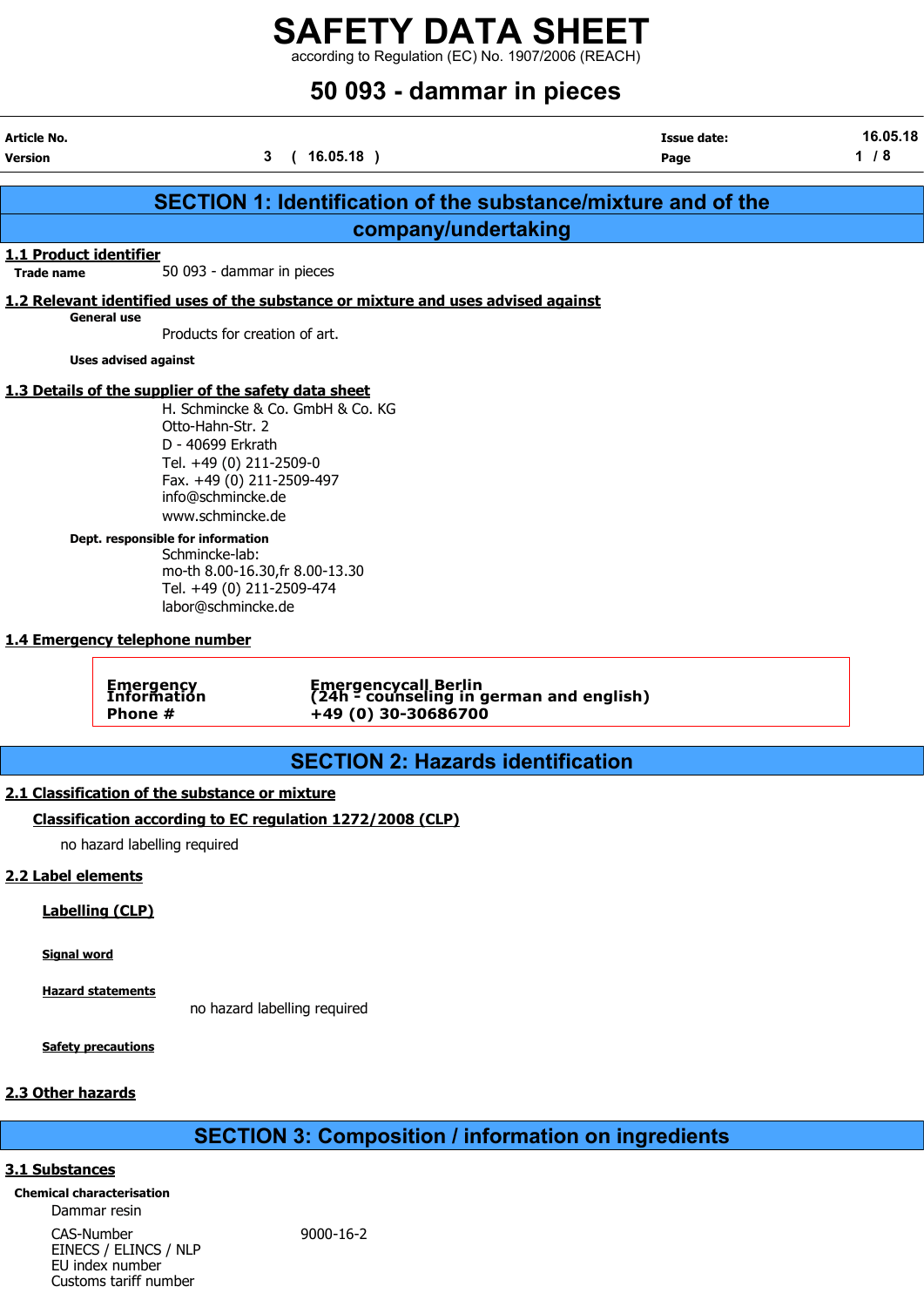# SAFETY DATA SHEET

according to Regulation (EC) No. 1907/2006 (REACH)

# 50 093 - dammar in pieces

| Article No. | | Issue date: | 16.05.18 |
|---|---|---|---|
| Version | 3 ( 16.05.18 ) | Page | 1 / 8 |

## SECTION 1: Identification of the substance/mixture and of the company/undertaking

### 1.1 Product identifier

**Trade name** 50 093 - dammar in pieces

### 1.2 Relevant identified uses of the substance or mixture and uses advised against

**General use**

Products for creation of art.

**Uses advised against**

### 1.3 Details of the supplier of the safety data sheet

H. Schmincke & Co. GmbH & Co. KG
Otto-Hahn-Str. 2
D - 40699 Erkrath
Tel. +49 (0) 211-2509-0
Fax. +49 (0) 211-2509-497
info@schmincke.de
www.schmincke.de

**Dept. responsible for information**

Schmincke-lab:
mo-th 8.00-16.30,fr 8.00-13.30
Tel. +49 (0) 211-2509-474
labor@schmincke.de

### 1.4 Emergency telephone number

| | |
|---|---|
| **Emergency Information** | **Emergencycall Berlin (24h - counseling in german and english)** |
| **Phone #** | **+49 (0) 30-30686700** |

## SECTION 2: Hazards identification

### 2.1 Classification of the substance or mixture

**Classification according to EC regulation 1272/2008 (CLP)**

no hazard labelling required

### 2.2 Label elements

**Labelling (CLP)**

**Signal word**

**Hazard statements**

no hazard labelling required

**Safety precautions**

### 2.3 Other hazards

## SECTION 3: Composition / information on ingredients

### 3.1 Substances

**Chemical characterisation**

Dammar resin

| | |
|---|---|
| CAS-Number | 9000-16-2 |
| EINECS / ELINCS / NLP | |
| EU index number | |
| Customs tariff number | |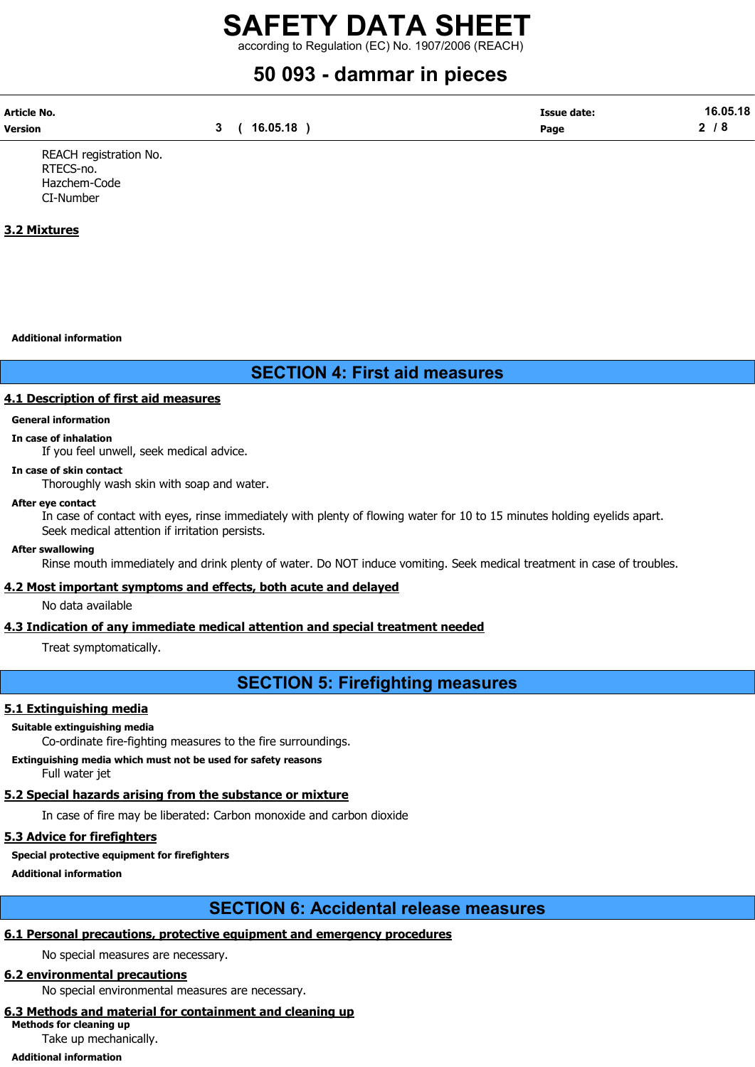REACH registration No.
RTECS-no.
Hazchem-Code
CI-Number

### 3.2 Mixtures

**Additional information**

## SECTION 4: First aid measures

### 4.1 Description of first aid measures

**General information**

**In case of inhalation**

If you feel unwell, seek medical advice.

**In case of skin contact**

Thoroughly wash skin with soap and water.

**After eye contact**

In case of contact with eyes, rinse immediately with plenty of flowing water for 10 to 15 minutes holding eyelids apart. Seek medical attention if irritation persists.

**After swallowing**

Rinse mouth immediately and drink plenty of water. Do NOT induce vomiting. Seek medical treatment in case of troubles.

### 4.2 Most important symptoms and effects, both acute and delayed

No data available

### 4.3 Indication of any immediate medical attention and special treatment needed

Treat symptomatically.

## SECTION 5: Firefighting measures

### 5.1 Extinguishing media

**Suitable extinguishing media**

Co-ordinate fire-fighting measures to the fire surroundings.

**Extinguishing media which must not be used for safety reasons**

Full water jet

### 5.2 Special hazards arising from the substance or mixture

In case of fire may be liberated: Carbon monoxide and carbon dioxide

### 5.3 Advice for firefighters

**Special protective equipment for firefighters**

**Additional information**

## SECTION 6: Accidental release measures

### 6.1 Personal precautions, protective equipment and emergency procedures

No special measures are necessary.

### 6.2 environmental precautions

No special environmental measures are necessary.

### 6.3 Methods and material for containment and cleaning up

**Methods for cleaning up**

Take up mechanically.

**Additional information**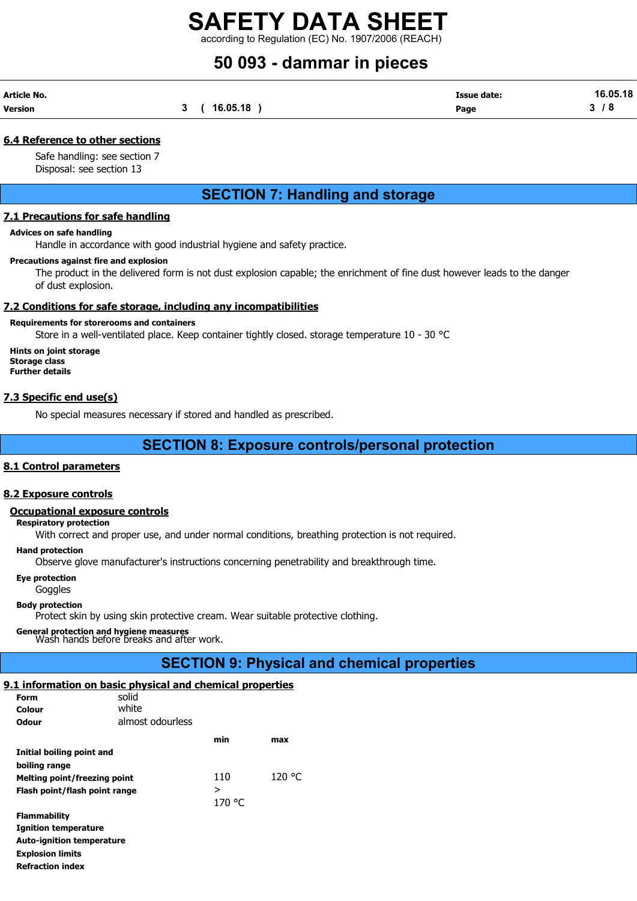### 6.4 Reference to other sections

Safe handling: see section 7
Disposal: see section 13

## SECTION 7: Handling and storage

### 7.1 Precautions for safe handling

**Advices on safe handling**

Handle in accordance with good industrial hygiene and safety practice.

**Precautions against fire and explosion**

The product in the delivered form is not dust explosion capable; the enrichment of fine dust however leads to the danger of dust explosion.

### 7.2 Conditions for safe storage, including any incompatibilities

**Requirements for storerooms and containers**

Store in a well-ventilated place. Keep container tightly closed. storage temperature 10 - 30 °C

**Hints on joint storage**
**Storage class**
**Further details**

### 7.3 Specific end use(s)

No special measures necessary if stored and handled as prescribed.

## SECTION 8: Exposure controls/personal protection

### 8.1 Control parameters

### 8.2 Exposure controls

**Occupational exposure controls**

**Respiratory protection**

With correct and proper use, and under normal conditions, breathing protection is not required.

**Hand protection**

Observe glove manufacturer's instructions concerning penetrability and breakthrough time.

**Eye protection**

Goggles

**Body protection**

Protect skin by using skin protective cream. Wear suitable protective clothing.

**General protection and hygiene measures**

Wash hands before breaks and after work.

## SECTION 9: Physical and chemical properties

### 9.1 information on basic physical and chemical properties

| | | | |
|---|---|---|---|
| **Form** | solid | | |
| **Colour** | white | | |
| **Odour** | almost odourless | | |
| | | min | max |
| **Initial boiling point and boiling range** | | | |
| **Melting point/freezing point** | | 110 | 120 °C |
| **Flash point/flash point range** | | > 170 °C | |
| **Flammability** | | | |
| **Ignition temperature** | | | |
| **Auto-ignition temperature** | | | |
| **Explosion limits** | | | |
| **Refraction index** | | | |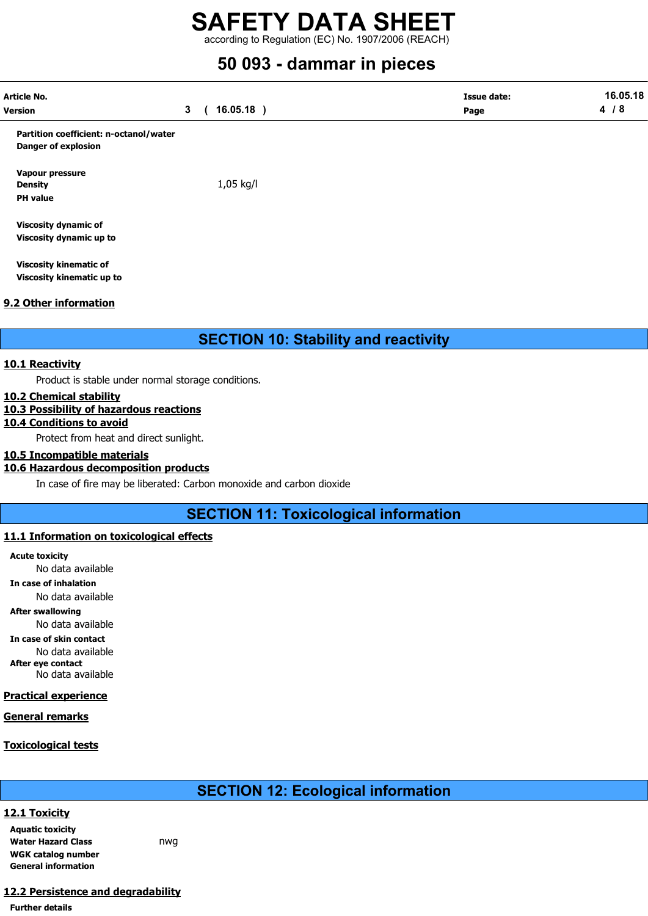| | |
|---|---|
| **Partition coefficient: n-octanol/water** | |
| **Danger of explosion** | |
| **Vapour pressure** | |
| **Density** | 1,05 kg/l |
| **PH value** | |
| **Viscosity dynamic of** | |
| **Viscosity dynamic up to** | |
| **Viscosity kinematic of** | |
| **Viscosity kinematic up to** | |

### 9.2 Other information

## SECTION 10: Stability and reactivity

### 10.1 Reactivity

Product is stable under normal storage conditions.

### 10.2 Chemical stability

### 10.3 Possibility of hazardous reactions

### 10.4 Conditions to avoid

Protect from heat and direct sunlight.

### 10.5 Incompatible materials

### 10.6 Hazardous decomposition products

In case of fire may be liberated: Carbon monoxide and carbon dioxide

## SECTION 11: Toxicological information

### 11.1 Information on toxicological effects

**Acute toxicity**
No data available

**In case of inhalation**
No data available

**After swallowing**
No data available

**In case of skin contact**
No data available

**After eye contact**
No data available

### Practical experience

### General remarks

### Toxicological tests

## SECTION 12: Ecological information

### 12.1 Toxicity

| | |
|---|---|
| **Aquatic toxicity** | |
| **Water Hazard Class** | nwg |
| **WGK catalog number** | |
| **General information** | |

### 12.2 Persistence and degradability

**Further details**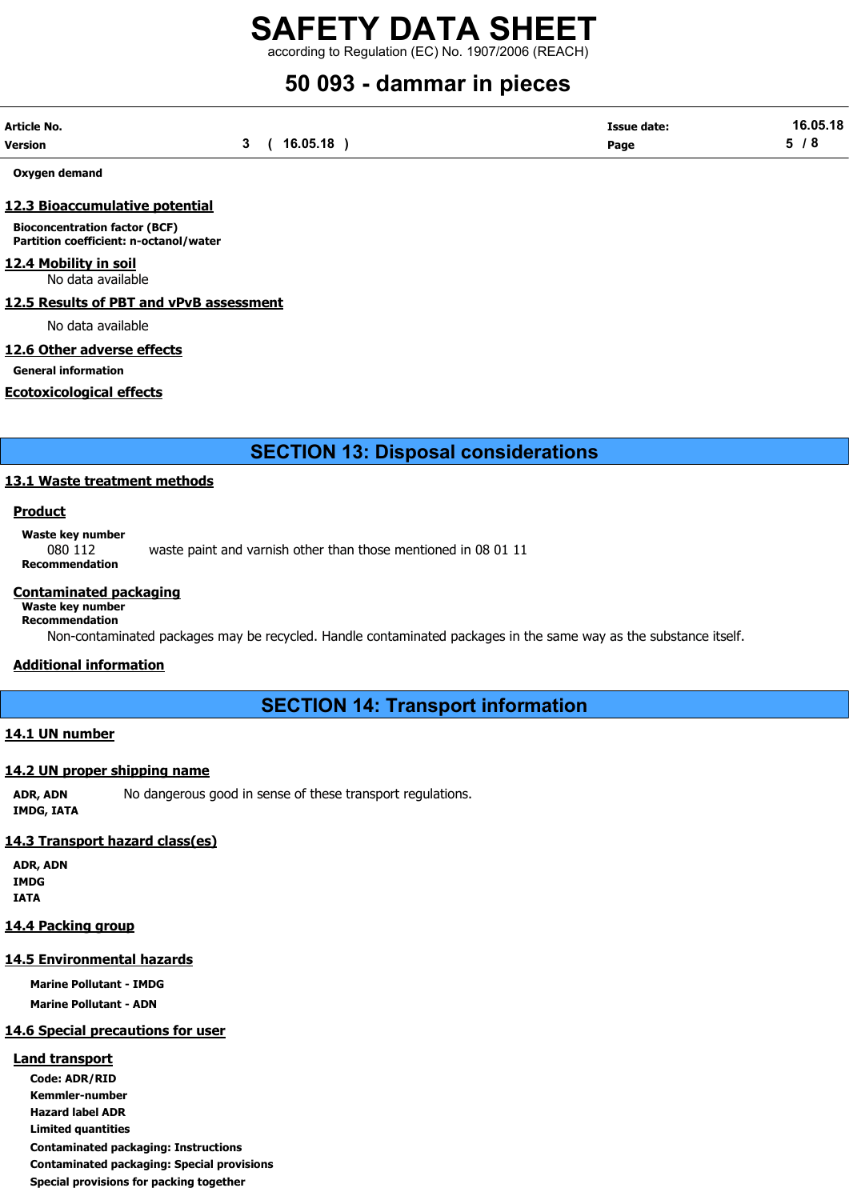**Oxygen demand**

### 12.3 Bioaccumulative potential

**Bioconcentration factor (BCF)**
**Partition coefficient: n-octanol/water**

### 12.4 Mobility in soil

No data available

### 12.5 Results of PBT and vPvB assessment

No data available

### 12.6 Other adverse effects

**General information**

### Ecotoxicological effects

## SECTION 13: Disposal considerations

### 13.1 Waste treatment methods

#### Product

**Waste key number**
080 112 waste paint and varnish other than those mentioned in 08 01 11
**Recommendation**

#### Contaminated packaging

**Waste key number**
**Recommendation**
Non-contaminated packages may be recycled. Handle contaminated packages in the same way as the substance itself.

#### Additional information

## SECTION 14: Transport information

### 14.1 UN number

### 14.2 UN proper shipping name

**ADR, ADN** No dangerous good in sense of these transport regulations.
**IMDG, IATA**

### 14.3 Transport hazard class(es)

**ADR, ADN**
**IMDG**
**IATA**

### 14.4 Packing group

### 14.5 Environmental hazards

**Marine Pollutant - IMDG**
**Marine Pollutant - ADN**

### 14.6 Special precautions for user

#### Land transport

**Code: ADR/RID**
**Kemmler-number**
**Hazard label ADR**
**Limited quantities**
**Contaminated packaging: Instructions**
**Contaminated packaging: Special provisions**
**Special provisions for packing together**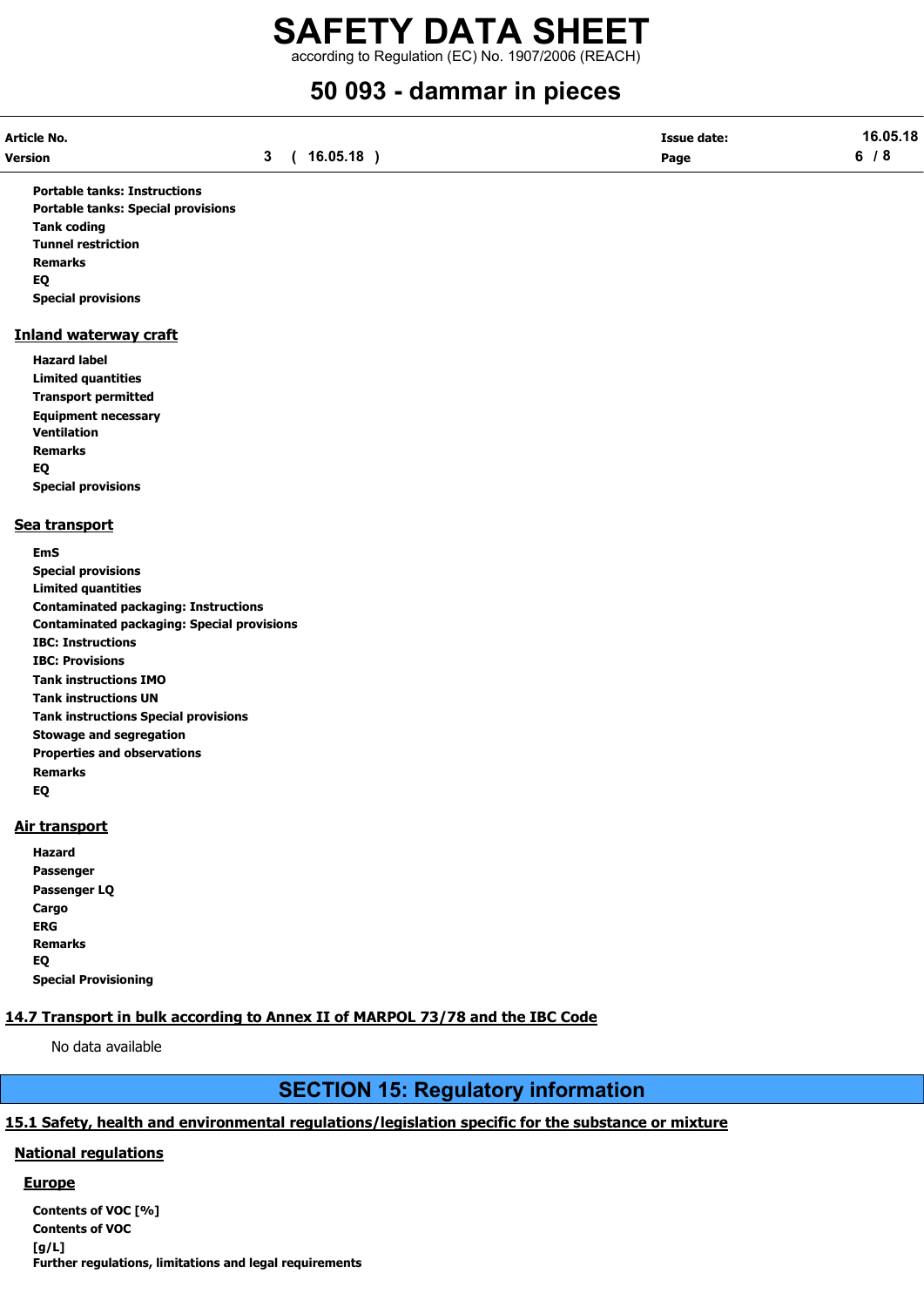**Portable tanks: Instructions**

**Portable tanks: Special provisions**

**Tank coding**

**Tunnel restriction**

**Remarks**

**EQ**

**Special provisions**

### Inland waterway craft

**Hazard label**

**Limited quantities**

**Transport permitted**

**Equipment necessary**

**Ventilation**

**Remarks**

**EQ**

**Special provisions**

### Sea transport

**EmS**

**Special provisions**

**Limited quantities**

**Contaminated packaging: Instructions**

**Contaminated packaging: Special provisions**

**IBC: Instructions**

**IBC: Provisions**

**Tank instructions IMO**

**Tank instructions UN**

**Tank instructions Special provisions**

**Stowage and segregation**

**Properties and observations**

**Remarks**

**EQ**

### Air transport

**Hazard**

**Passenger**

**Passenger LQ**

**Cargo**

**ERG**

**Remarks**

**EQ**

**Special Provisioning**

## 14.7 Transport in bulk according to Annex II of MARPOL 73/78 and the IBC Code

No data available

# SECTION 15: Regulatory information

## 15.1 Safety, health and environmental regulations/legislation specific for the substance or mixture

### National regulations

#### Europe

**Contents of VOC [%]**

**Contents of VOC [g/L]**

**Further regulations, limitations and legal requirements**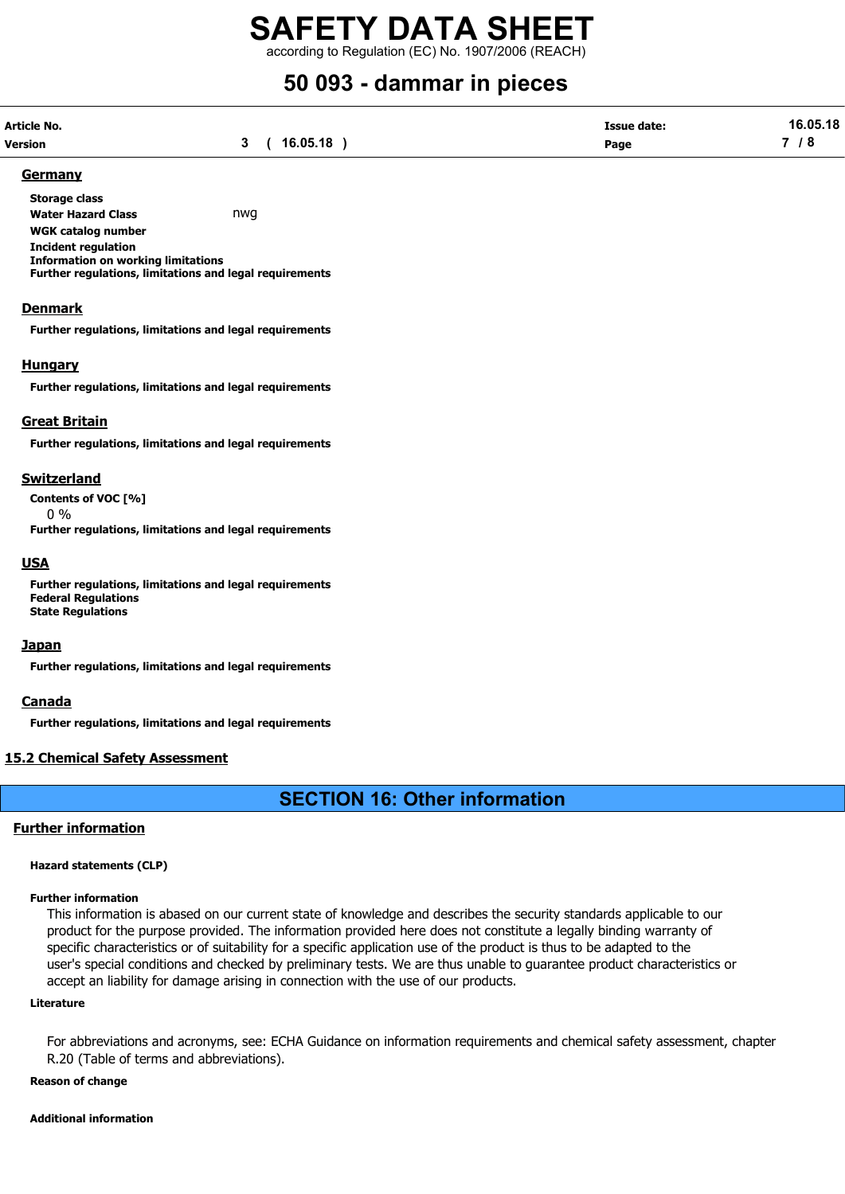## Germany

**Storage class**

**Water Hazard Class** nwg

**WGK catalog number**

**Incident regulation**

**Information on working limitations**

**Further regulations, limitations and legal requirements**

## Denmark

**Further regulations, limitations and legal requirements**

## Hungary

**Further regulations, limitations and legal requirements**

## Great Britain

**Further regulations, limitations and legal requirements**

## Switzerland

**Contents of VOC [%]**

0 %

**Further regulations, limitations and legal requirements**

## USA

**Further regulations, limitations and legal requirements**

**Federal Regulations**

**State Regulations**

## Japan

**Further regulations, limitations and legal requirements**

## Canada

**Further regulations, limitations and legal requirements**

## 15.2 Chemical Safety Assessment

# SECTION 16: Other information

## Further information

**Hazard statements (CLP)**

**Further information**

This information is abased on our current state of knowledge and describes the security standards applicable to our product for the purpose provided. The information provided here does not constitute a legally binding warranty of specific characteristics or of suitability for a specific application use of the product is thus to be adapted to the user's special conditions and checked by preliminary tests. We are thus unable to guarantee product characteristics or accept an liability for damage arising in connection with the use of our products.

**Literature**

For abbreviations and acronyms, see: ECHA Guidance on information requirements and chemical safety assessment, chapter R.20 (Table of terms and abbreviations).

**Reason of change**

**Additional information**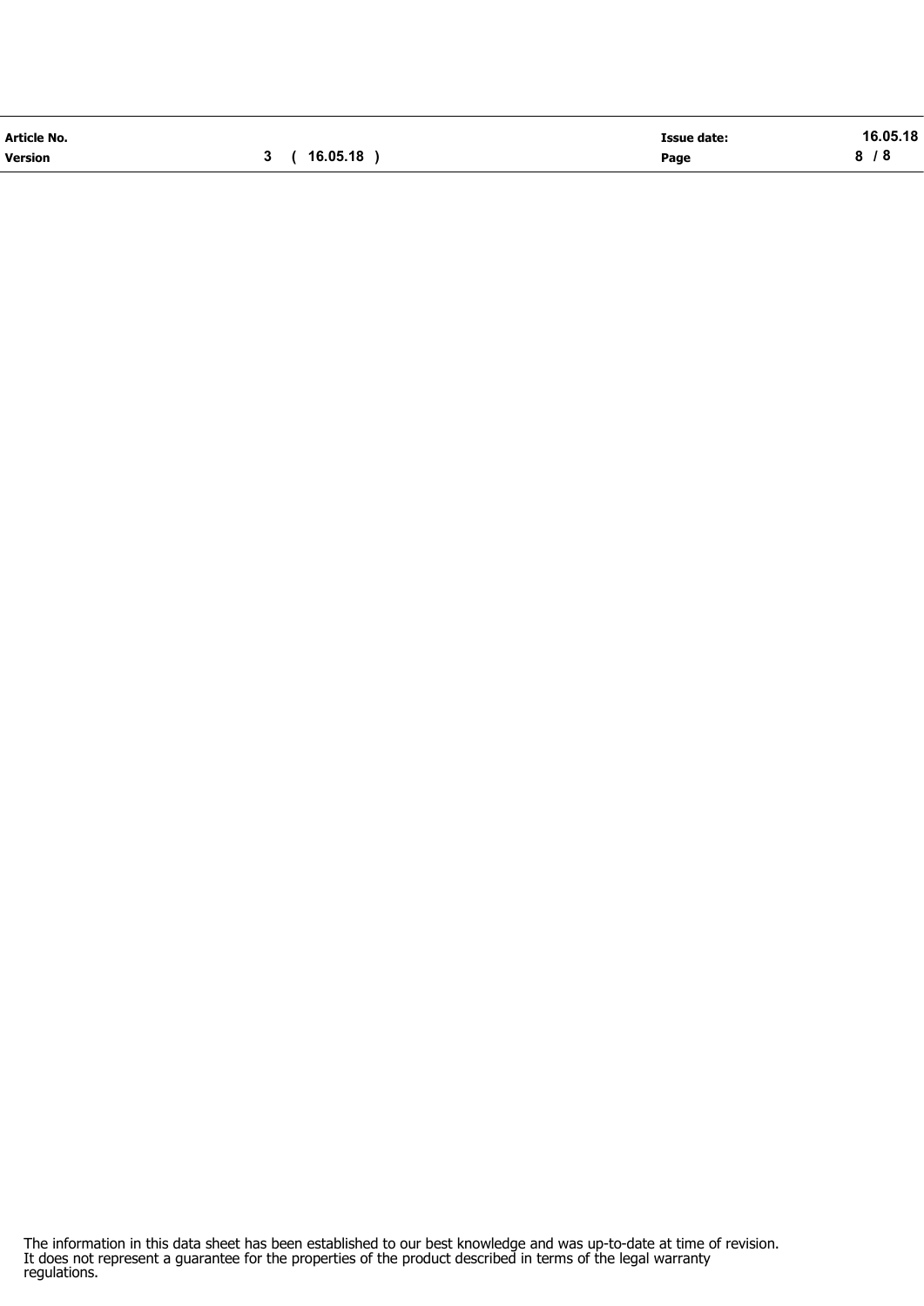The information in this data sheet has been established to our best knowledge and was up-to-date at time of revision. It does not represent a guarantee for the properties of the product described in terms of the legal warranty regulations.